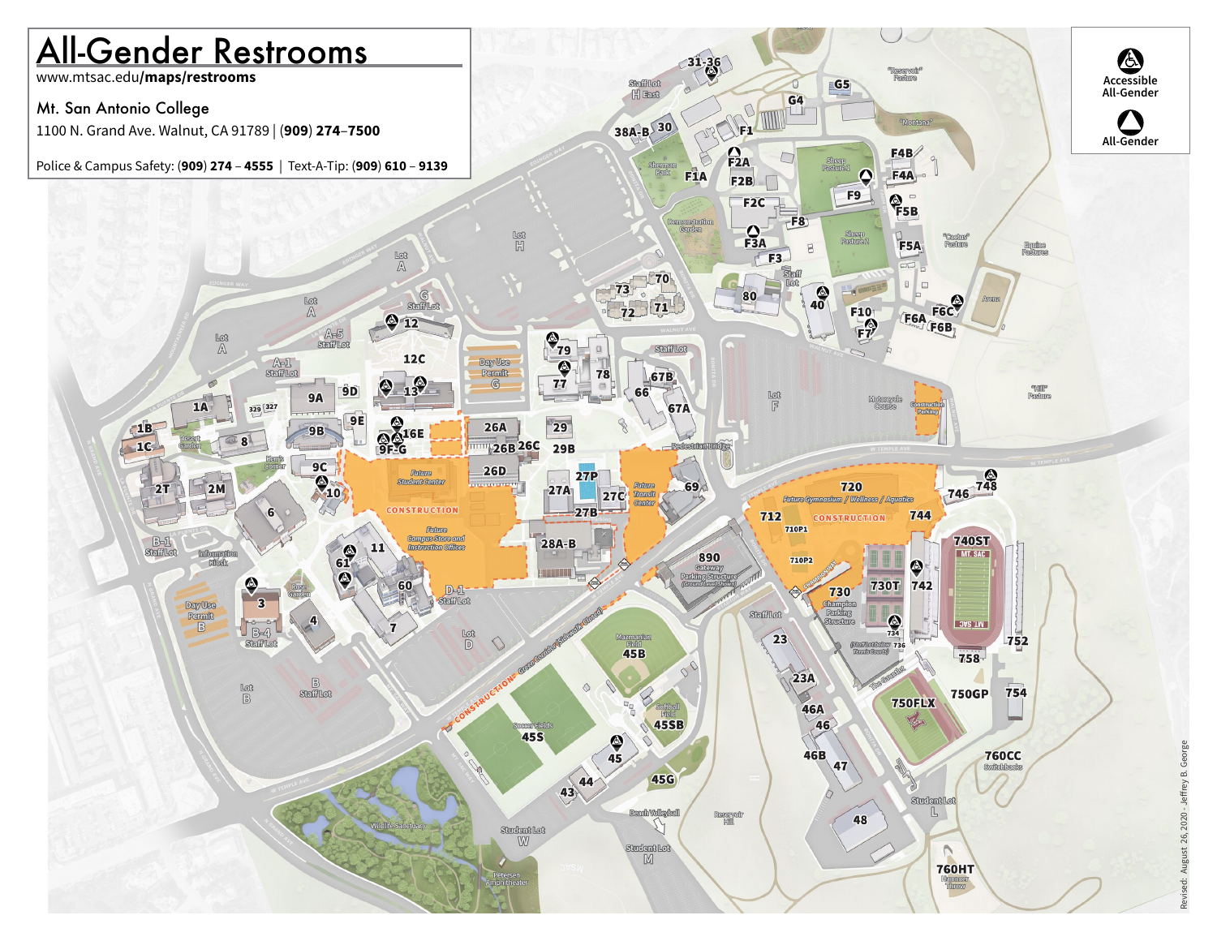# All-Gender Restrooms

www.mtsac.edu/**maps/restrooms**

Mt. San Antonio College

1100 N. Grand Ave. Walnut, CA 91789 | (**909**) **274**–**7500**

Police & Campus Safety: (**909**) **274** – **4555** | Text-A-Tip: (**909**) **610** – **9139**

**Legend**

- Accessible All-Gender
- All-Gender

Revised: August 26, 2020 - Jeffrey B. George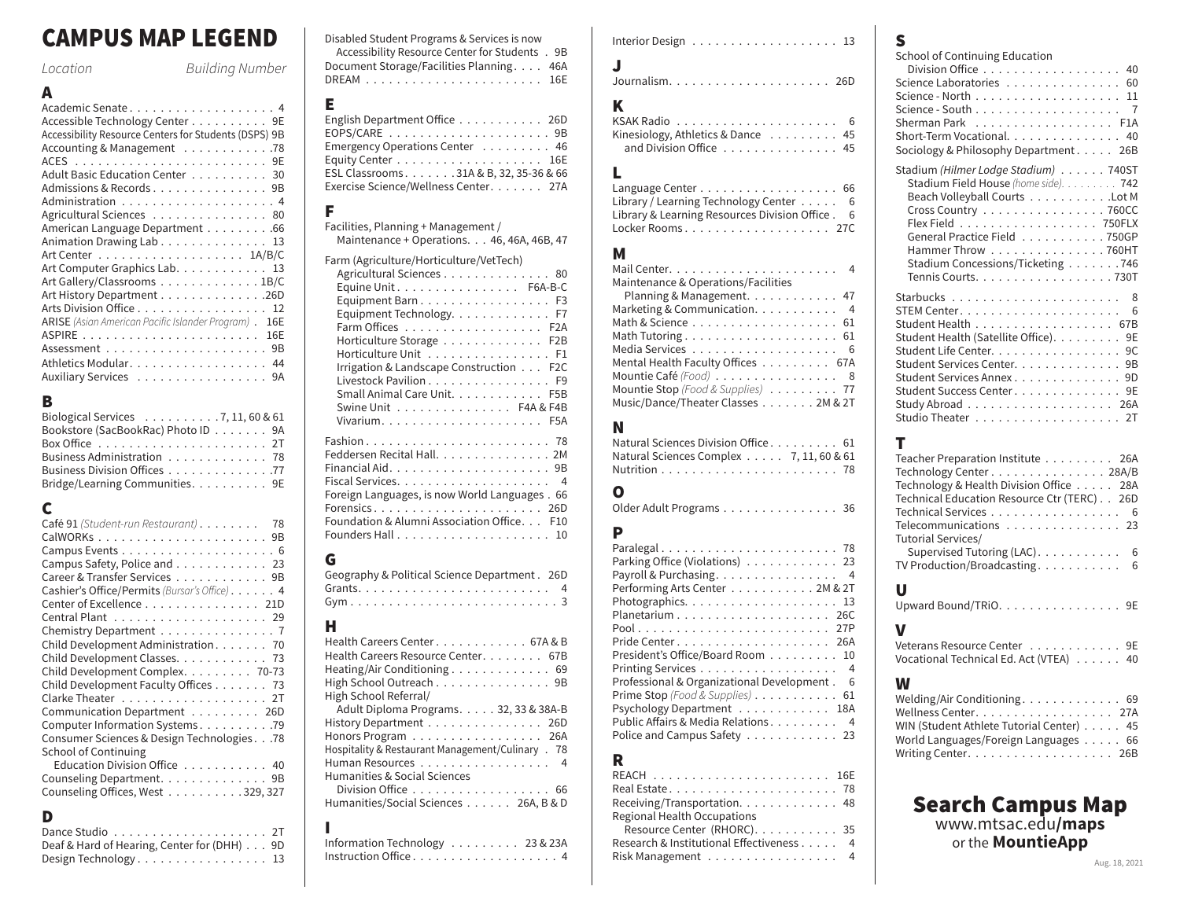# CAMPUS MAP LEGEND

*Location* — *Building Number*

## A

- Academic Senate . . . . 4
- Accessible Technology Center . . . . 9E
- Accessibility Resource Centers for Students (DSPS) 9B
- Accounting & Management . . . . 78
- ACES . . . . 9E
- Adult Basic Education Center . . . . 30
- Admissions & Records . . . . 9B
- Administration . . . . 4
- Agricultural Sciences . . . . 80
- American Language Department . . . . 66
- Animation Drawing Lab . . . . 13
- Art Center . . . . 1A/B/C
- Art Computer Graphics Lab. . . . . 13
- Art Gallery/Classrooms . . . . 1B/C
- Art History Department . . . . 26D
- Arts Division Office . . . . 12
- ARISE *(Asian American Pacific Islander Program)* . 16E
- ASPIRE . . . . 16E
- Assessment . . . . 9B
- Athletics Modular . . . . 44
- Auxiliary Services . . . . 9A

## B

- Biological Services . . . . 7, 11, 60 & 61
- Bookstore (SacBookRac) Photo ID . . . . 9A
- Box Office . . . . 2T
- Business Administration . . . . 78
- Business Division Offices . . . . 77
- Bridge/Learning Communities . . . . 9E

## C

- Café 91 *(Student-run Restaurant)* . . . . 78
- CalWORKs . . . . 9B
- Campus Events . . . . 6
- Campus Safety, Police and . . . . 23
- Career & Transfer Services . . . . 9B
- Cashier's Office/Permits *(Bursar's Office)* . . . . 4
- Center of Excellence . . . . 21D
- Central Plant . . . . 29
- Chemistry Department . . . . 7
- Child Development Administration . . . . 70
- Child Development Classes. . . . . 73
- Child Development Complex. . . . . 70-73
- Child Development Faculty Offices . . . . 73
- Clarke Theater . . . . 2T
- Communication Department . . . . 26D
- Computer Information Systems . . . . 79
- Consumer Sciences & Design Technologies . . . 78
- School of Continuing Education Division Office . . . . 40
- Counseling Department . . . . 9B
- Counseling Offices, West . . . . 329, 327

## D

- Dance Studio . . . . 2T
- Deaf & Hard of Hearing, Center for (DHH) . . . 9D
- Design Technology . . . . 13
- Disabled Student Programs & Services is now Accessibility Resource Center for Students . 9B
- Document Storage/Facilities Planning . . . . 46A
- DREAM . . . . 16E

## E

- English Department Office . . . . 26D
- EOPS/CARE . . . . 9B
- Emergency Operations Center . . . . 46
- Equity Center . . . . 16E
- ESL Classrooms . . . . 31A & B, 32, 35-36 & 66
- Exercise Science/Wellness Center . . . . 27A

## F

- Facilities, Planning + Management / Maintenance + Operations. . . 46, 46A, 46B, 47
- Farm (Agriculture/Horticulture/VetTech)
  - Agricultural Sciences . . . . 80
  - Equine Unit . . . . F6A-B-C
  - Equipment Barn . . . . F3
  - Equipment Technology. . . . . F7
  - Farm Offices . . . . F2A
  - Horticulture Storage . . . . F2B
  - Horticulture Unit . . . . F1
  - Irrigation & Landscape Construction . . . F2C
  - Livestock Pavilion . . . . F9
  - Small Animal Care Unit. . . . . F5B
  - Swine Unit . . . . F4A & F4B
  - Vivarium . . . . F5A
- Fashion . . . . 78
- Feddersen Recital Hall. . . . . 2M
- Financial Aid . . . . 9B
- Fiscal Services . . . . 4
- Foreign Languages, is now World Languages . 66
- Forensics . . . . 26D
- Foundation & Alumni Association Office . . . F10
- Founders Hall . . . . 10

## G

- Geography & Political Science Department . 26D
- Grants . . . . 4
- Gym . . . . 3

## H

- Health Careers Center . . . . 67A & B
- Health Careers Resource Center . . . . 67B
- Heating/Air Conditioning . . . . 69
- High School Outreach . . . . 9B
- High School Referral/ Adult Diploma Programs. . . . . 32, 33 & 38A-B
- History Department . . . . 26D
- Honors Program . . . . 26A
- Hospitality & Restaurant Management/Culinary . 78
- Human Resources . . . . 4
- Humanities & Social Sciences Division Office . . . . 66
- Humanities/Social Sciences . . . . 26A, B & D

## I

- Information Technology . . . . 23 & 23A
- Instruction Office . . . . 4
- Interior Design . . . . 13

## J

- Journalism . . . . 26D

## K

- KSAK Radio . . . . 6
- Kinesiology, Athletics & Dance . . . . 45
  - and Division Office . . . . 45

## L

- Language Center . . . . 66
- Library / Learning Technology Center . . . . 6
- Library & Learning Resources Division Office . 6
- Locker Rooms . . . . 27C

## M

- Mail Center . . . . 4
- Maintenance & Operations/Facilities Planning & Management . . . . 47
- Marketing & Communication . . . . 4
- Math & Science . . . . 61
- Math Tutoring . . . . 61
- Media Services . . . . 6
- Mental Health Faculty Offices . . . . 67A
- Mountie Café *(Food)* . . . . 8
- Mountie Stop *(Food & Supplies)* . . . . 77
- Music/Dance/Theater Classes . . . . 2M & 2T

## N

- Natural Sciences Division Office . . . . 61
- Natural Sciences Complex . . . . 7, 11, 60 & 61
- Nutrition . . . . 78

## O

- Older Adult Programs . . . . 36

## P

- Paralegal . . . . 78
- Parking Office (Violations) . . . . 23
- Payroll & Purchasing . . . . 4
- Performing Arts Center . . . . 2M & 2T
- Photographics . . . . 13
- Planetarium . . . . 26C
- Pool . . . . 27P
- Pride Center . . . . 26A
- President's Office/Board Room . . . . 10
- Printing Services . . . . 4
- Professional & Organizational Development . 6
- Prime Stop *(Food & Supplies)* . . . . 61
- Psychology Department . . . . 18A
- Public Affairs & Media Relations . . . . 4
- Police and Campus Safety . . . . 23

## R

- REACH . . . . 16E
- Real Estate . . . . 78
- Receiving/Transportation . . . . 48
- Regional Health Occupations Resource Center (RHORC) . . . . 35
- Research & Institutional Effectiveness . . . . 4
- Risk Management . . . . 4

## S

- School of Continuing Education Division Office . . . . 40
- Science Laboratories . . . . 60
- Science - North . . . . 11
- Science - South . . . . 7
- Sherman Park . . . . F1A
- Short-Term Vocational . . . . 40
- Sociology & Philosophy Department . . . . 26B
- Stadium *(Hilmer Lodge Stadium)* . . . . 740ST
  - Stadium Field House *(home side)* . . . . 742
  - Beach Volleyball Courts . . . . Lot M
  - Cross Country . . . . 760CC
  - Flex Field . . . . 750FLX
  - General Practice Field . . . . 750GP
  - Hammer Throw . . . . 760HT
  - Stadium Concessions/Ticketing . . . . 746
  - Tennis Courts . . . . 730T
- Starbucks . . . . 8
- STEM Center . . . . 6
- Student Health . . . . 67B
- Student Health (Satellite Office) . . . . 9E
- Student Life Center . . . . 9C
- Student Services Center . . . . 9B
- Student Services Annex . . . . 9D
- Student Success Center . . . . 9E
- Study Abroad . . . . 26A
- Studio Theater . . . . 2T

## T

- Teacher Preparation Institute . . . . 26A
- Technology Center . . . . 28A/B
- Technology & Health Division Office . . . . 28A
- Technical Education Resource Ctr (TERC) . . 26D
- Technical Services . . . . 6
- Telecommunications . . . . 23
- Tutorial Services/ Supervised Tutoring (LAC) . . . . 6
- TV Production/Broadcasting . . . . 6

## U

- Upward Bound/TRiO . . . . 9E

## V

- Veterans Resource Center . . . . 9E
- Vocational Technical Ed. Act (VTEA) . . . . 40

## W

- Welding/Air Conditioning . . . . 69
- Wellness Center . . . . 27A
- WIN (Student Athlete Tutorial Center) . . . . 45
- World Languages/Foreign Languages . . . . 66
- Writing Center . . . . 26B

## Search Campus Map

www.mtsac.edu**/maps**
or the **MountieApp**

Aug. 18, 2021